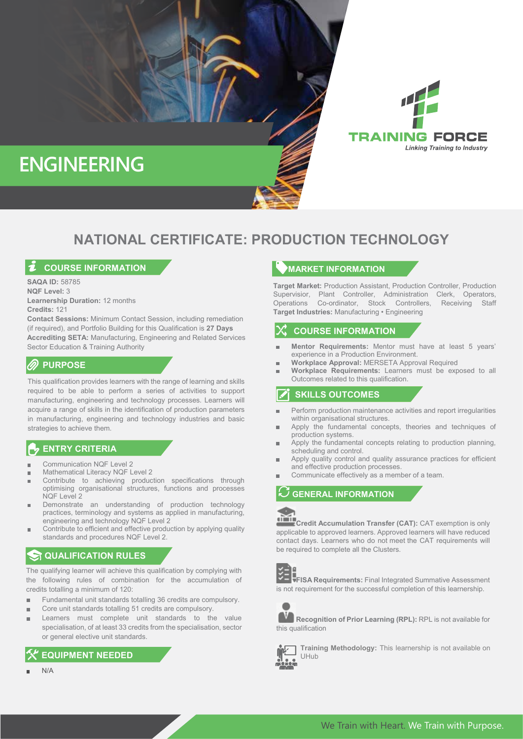# ENGINEERING

TRAINING FORCE
*Linking Training to Industry*

## NATIONAL CERTIFICATE: PRODUCTION TECHNOLOGY

### COURSE INFORMATION

**SAQA ID:** 58785
**NQF Level:** 3
**Learnership Duration:** 12 months
**Credits:** 121
**Contact Sessions:** Minimum Contact Session, including remediation (if required), and Portfolio Building for this Qualification is **27 Days**
**Accrediting SETA:** Manufacturing, Engineering and Related Services Sector Education & Training Authority

### PURPOSE

This qualification provides learners with the range of learning and skills required to be able to perform a series of activities to support manufacturing, engineering and technology processes. Learners will acquire a range of skills in the identification of production parameters in manufacturing, engineering and technology industries and basic strategies to achieve them.

### ENTRY CRITERIA

- Communication NQF Level 2
- Mathematical Literacy NQF Level 2
- Contribute to achieving production specifications through optimising organisational structures, functions and processes NQF Level 2
- Demonstrate an understanding of production technology practices, terminology and systems as applied in manufacturing, engineering and technology NQF Level 2
- Contribute to efficient and effective production by applying quality standards and procedures NQF Level 2.

### QUALIFICATION RULES

The qualifying learner will achieve this qualification by complying with the following rules of combination for the accumulation of credits totalling a minimum of 120:

- Fundamental unit standards totalling 36 credits are compulsory.
- Core unit standards totalling 51 credits are compulsory.
- Learners must complete unit standards to the value specialisation, of at least 33 credits from the specialisation, sector or general elective unit standards.

### EQUIPMENT NEEDED

- N/A

### MARKET INFORMATION

**Target Market:** Production Assistant, Production Controller, Production Supervisior, Plant Controller, Administration Clerk, Operators, Operations Co-ordinator, Stock Controllers, Receiving Staff
**Target Industries:** Manufacturing • Engineering

### COURSE INFORMATION

- **Mentor Requirements:** Mentor must have at least 5 years' experience in a Production Environment.
- **Workplace Approval:** MERSETA Approval Required
- **Workplace Requirements:** Learners must be exposed to all Outcomes related to this qualification.

### SKILLS OUTCOMES

- Perform production maintenance activities and report irregularities within organisational structures.
- Apply the fundamental concepts, theories and techniques of production systems.
- Apply the fundamental concepts relating to production planning, scheduling and control.
- Apply quality control and quality assurance practices for efficient and effective production processes.
- Communicate effectively as a member of a team.

### GENERAL INFORMATION

**Credit Accumulation Transfer (CAT):** CAT exemption is only applicable to approved learners. Approved learners will have reduced contact days. Learners who do not meet the CAT requirements will be required to complete all the Clusters.

**FISA Requirements:** Final Integrated Summative Assessment is not requirement for the successful completion of this learnership.

**Recognition of Prior Learning (RPL):** RPL is not available for this qualification

**Training Methodology:** This learnership is not available on UHub

We Train with Heart. We Train with Purpose.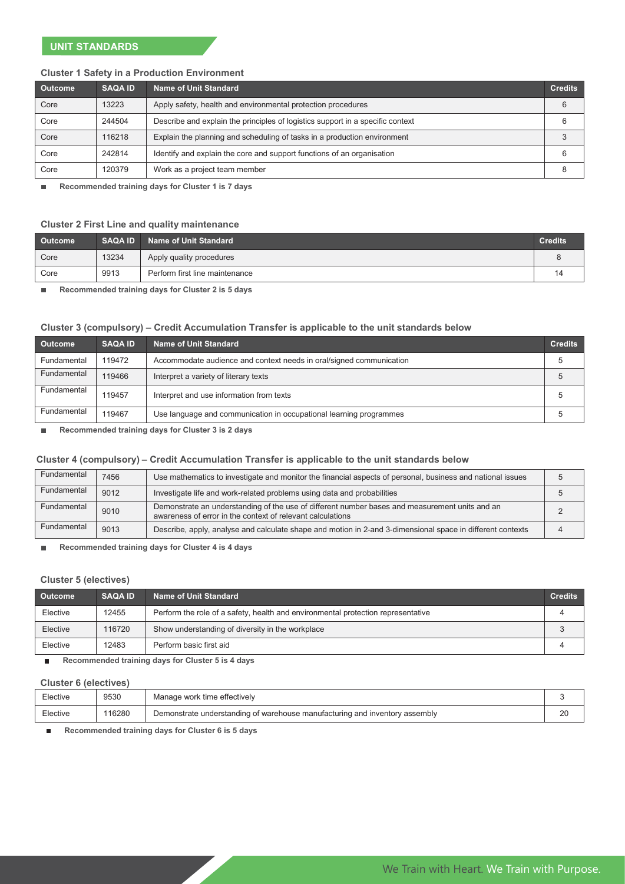## UNIT STANDARDS

### Cluster 1 Safety in a Production Environment

| Outcome | SAQA ID | Name of Unit Standard | Credits |
|---|---|---|---|
| Core | 13223 | Apply safety, health and environmental protection procedures | 6 |
| Core | 244504 | Describe and explain the principles of logistics support in a specific context | 6 |
| Core | 116218 | Explain the planning and scheduling of tasks in a production environment | 3 |
| Core | 242814 | Identify and explain the core and support functions of an organisation | 6 |
| Core | 120379 | Work as a project team member | 8 |

- **Recommended training days for Cluster 1 is 7 days**

### Cluster 2 First Line and quality maintenance

| Outcome | SAQA ID | Name of Unit Standard | Credits |
|---|---|---|---|
| Core | 13234 | Apply quality procedures | 8 |
| Core | 9913 | Perform first line maintenance | 14 |

- **Recommended training days for Cluster 2 is 5 days**

### Cluster 3 (compulsory) – Credit Accumulation Transfer is applicable to the unit standards below

| Outcome | SAQA ID | Name of Unit Standard | Credits |
|---|---|---|---|
| Fundamental | 119472 | Accommodate audience and context needs in oral/signed communication | 5 |
| Fundamental | 119466 | Interpret a variety of literary texts | 5 |
| Fundamental | 119457 | Interpret and use information from texts | 5 |
| Fundamental | 119467 | Use language and communication in occupational learning programmes | 5 |

- **Recommended training days for Cluster 3 is 2 days**

### Cluster 4 (compulsory) – Credit Accumulation Transfer is applicable to the unit standards below

| | | | |
|---|---|---|---|
| Fundamental | 7456 | Use mathematics to investigate and monitor the financial aspects of personal, business and national issues | 5 |
| Fundamental | 9012 | Investigate life and work-related problems using data and probabilities | 5 |
| Fundamental | 9010 | Demonstrate an understanding of the use of different number bases and measurement units and an awareness of error in the context of relevant calculations | 2 |
| Fundamental | 9013 | Describe, apply, analyse and calculate shape and motion in 2-and 3-dimensional space in different contexts | 4 |

- **Recommended training days for Cluster 4 is 4 days**

### Cluster 5 (electives)

| Outcome | SAQA ID | Name of Unit Standard | Credits |
|---|---|---|---|
| Elective | 12455 | Perform the role of a safety, health and environmental protection representative | 4 |
| Elective | 116720 | Show understanding of diversity in the workplace | 3 |
| Elective | 12483 | Perform basic first aid | 4 |

- **Recommended training days for Cluster 5 is 4 days**

### Cluster 6 (electives)

| | | | |
|---|---|---|---|
| Elective | 9530 | Manage work time effectively | 3 |
| Elective | 116280 | Demonstrate understanding of warehouse manufacturing and inventory assembly | 20 |

- **Recommended training days for Cluster 6 is 5 days**